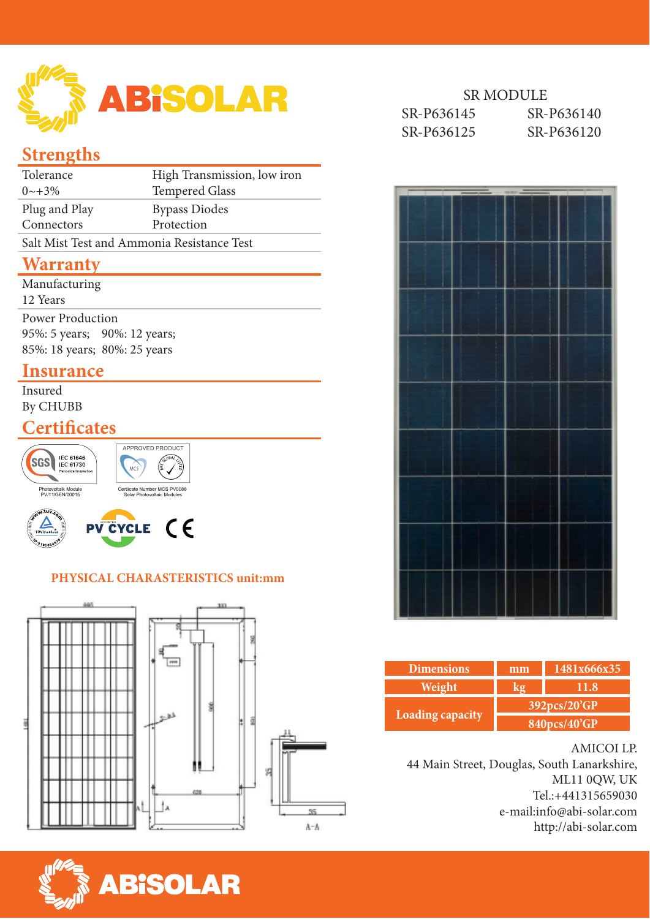# ABiSOLAR

SR MODULE

| | |
|---|---|
| SR-P636145 | SR-P636140 |
| SR-P636125 | SR-P636120 |

## Strengths

| | |
|---|---|
| Tolerance 0~+3% | High Transmission, low iron Tempered Glass |
| Plug and Play Connectors | Bypass Diodes Protection |

Salt Mist Test and Ammonia Resistance Test

## Warranty

Manufacturing
12 Years

Power Production
95%: 5 years; 90%: 12 years;
85%: 18 years; 80%: 25 years

## Insurance

Insured
By CHUBB

## Certificates

SGS IEC 61646 IEC 61730 Periodical Inspection
Photovoltaik Module PV/11/GEN/00015

APPROVED PRODUCT
Certiicate Number MCS PV0088 Solar Photovoltaic Modules

TÜV Rheinland — PV CYCLE — CE

## PHYSICAL CHARASTERISTICS unit:mm

| Dimensions | mm | 1481x666x35 |
|---|---|---|
| Weight | kg | 11.8 |
| Loading capacity | | 392pcs/20'GP |
| | | 840pcs/40'GP |

AMICOI LP.
44 Main Street, Douglas, South Lanarkshire,
ML11 0QW, UK
Tel.:+441315659030
e-mail:info@abi-solar.com
http://abi-solar.com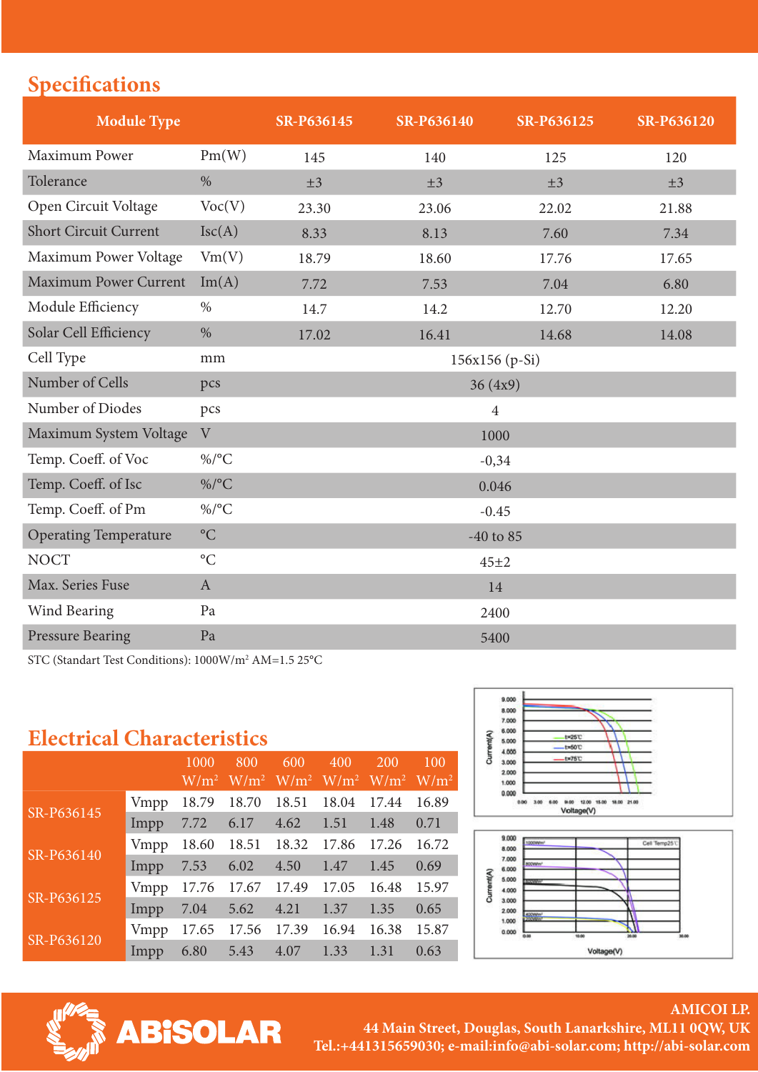## Specifications

| Module Type | | SR-P636145 | SR-P636140 | SR-P636125 | SR-P636120 |
|---|---|---|---|---|---|
| Maximum Power | Pm(W) | 145 | 140 | 125 | 120 |
| Tolerance | % | ±3 | ±3 | ±3 | ±3 |
| Open Circuit Voltage | Voc(V) | 23.30 | 23.06 | 22.02 | 21.88 |
| Short Circuit Current | Isc(A) | 8.33 | 8.13 | 7.60 | 7.34 |
| Maximum Power Voltage | Vm(V) | 18.79 | 18.60 | 17.76 | 17.65 |
| Maximum Power Current | Im(A) | 7.72 | 7.53 | 7.04 | 6.80 |
| Module Efficiency | % | 14.7 | 14.2 | 12.70 | 12.20 |
| Solar Cell Efficiency | % | 17.02 | 16.41 | 14.68 | 14.08 |
| Cell Type | mm | 156x156 (p-Si) | | | |
| Number of Cells | pcs | 36 (4x9) | | | |
| Number of Diodes | pcs | 4 | | | |
| Maximum System Voltage | V | 1000 | | | |
| Temp. Coeff. of Voc | %/°C | -0,34 | | | |
| Temp. Coeff. of Isc | %/°C | 0.046 | | | |
| Temp. Coeff. of Pm | %/°C | -0.45 | | | |
| Operating Temperature | °C | -40 to 85 | | | |
| NOCT | °C | 45±2 | | | |
| Max. Series Fuse | A | 14 | | | |
| Wind Bearing | Pa | 2400 | | | |
| Pressure Bearing | Pa | 5400 | | | |

STC (Standart Test Conditions): 1000W/m² AM=1.5 25°C

## Electrical Characteristics

| | | 1000 W/m² | 800 W/m² | 600 W/m² | 400 W/m² | 200 W/m² | 100 W/m² |
|---|---|---|---|---|---|---|---|
| SR-P636145 | Vmpp | 18.79 | 18.70 | 18.51 | 18.04 | 17.44 | 16.89 |
| | Impp | 7.72 | 6.17 | 4.62 | 1.51 | 1.48 | 0.71 |
| SR-P636140 | Vmpp | 18.60 | 18.51 | 18.32 | 17.86 | 17.26 | 16.72 |
| | Impp | 7.53 | 6.02 | 4.50 | 1.47 | 1.45 | 0.69 |
| SR-P636125 | Vmpp | 17.76 | 17.67 | 17.49 | 17.05 | 16.48 | 15.97 |
| | Impp | 7.04 | 5.62 | 4.21 | 1.37 | 1.35 | 0.65 |
| SR-P636120 | Vmpp | 17.65 | 17.56 | 17.39 | 16.94 | 16.38 | 15.87 |
| | Impp | 6.80 | 5.43 | 4.07 | 1.33 | 1.31 | 0.63 |

Current(A)
9.000
8.000
7.000
6.000
5.000
4.000
3.000
2.000
1.000
0.000
t=25℃
t=50℃
t=75℃
0.00 3.00 6.00 9.00 12.00 15.00 18.00 21.00
Voltage(V)

Current(A)
9.000
8.000
7.000
6.000
5.000
4.000
3.000
2.000
1.000
0.000
1000W/m²
800W/m²
600W/m²
400W/m²
200W/m²
Cell Temp25℃
0.00 10.00 20.00 30.00
Voltage(V)

ABiSOLAR

AMICOI LP.
44 Main Street, Douglas, South Lanarkshire, ML11 0QW, UK
Tel.:+441315659030; e-mail:info@abi-solar.com; http://abi-solar.com